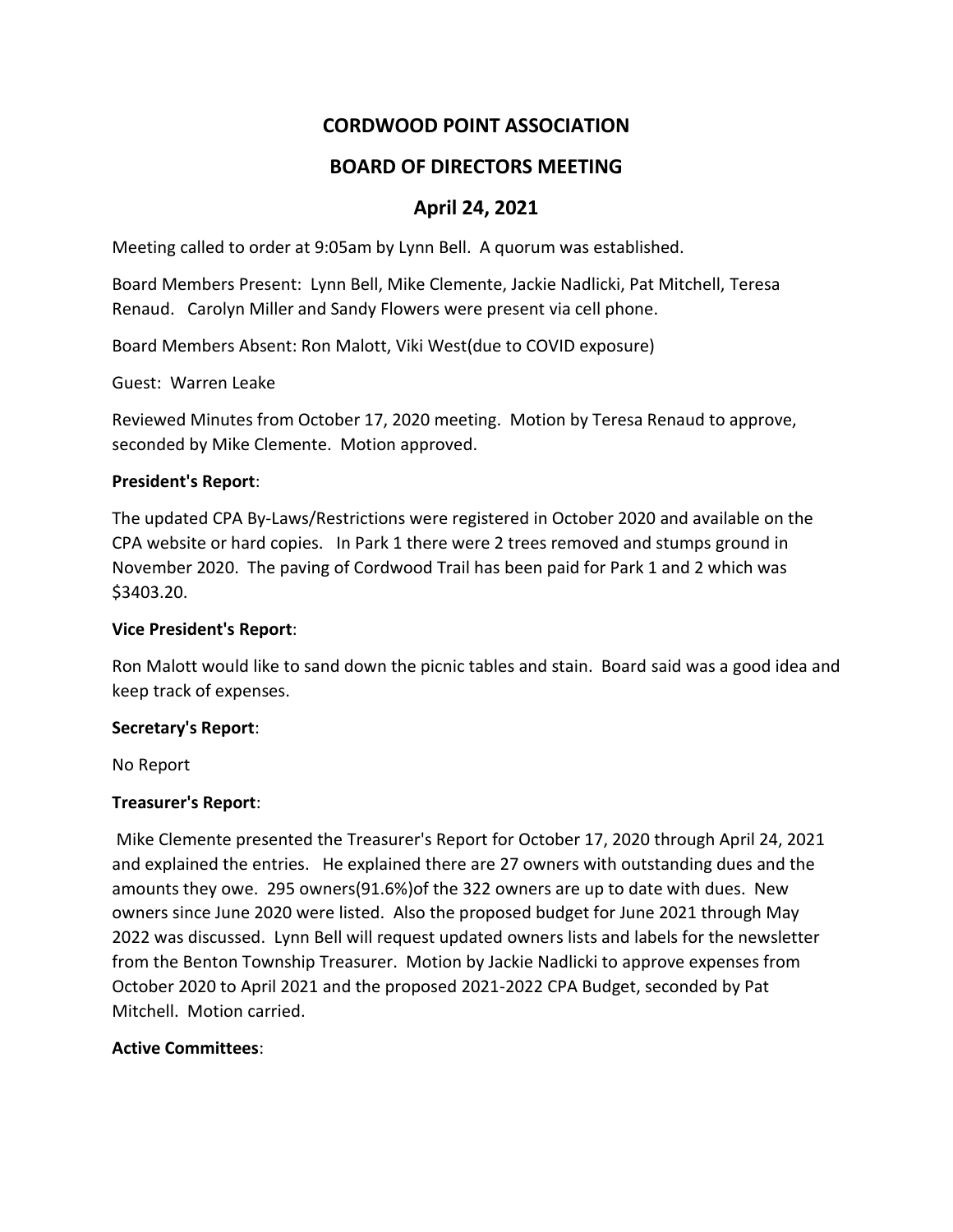# CORDWOOD POINT ASSOCIATION

## BOARD OF DIRECTORS MEETING

## April 24, 2021

Meeting called to order at 9:05am by Lynn Bell. A quorum was established.

Board Members Present: Lynn Bell, Mike Clemente, Jackie Nadlicki, Pat Mitchell, Teresa Renaud. Carolyn Miller and Sandy Flowers were present via cell phone.

Board Members Absent: Ron Malott, Viki West(due to COVID exposure)

Guest: Warren Leake

Reviewed Minutes from October 17, 2020 meeting. Motion by Teresa Renaud to approve, seconded by Mike Clemente. Motion approved.

**President's Report**:

The updated CPA By-Laws/Restrictions were registered in October 2020 and available on the CPA website or hard copies. In Park 1 there were 2 trees removed and stumps ground in November 2020. The paving of Cordwood Trail has been paid for Park 1 and 2 which was $3403.20.

**Vice President's Report**:

Ron Malott would like to sand down the picnic tables and stain. Board said was a good idea and keep track of expenses.

**Secretary's Report**:

No Report

**Treasurer's Report**:

Mike Clemente presented the Treasurer's Report for October 17, 2020 through April 24, 2021 and explained the entries. He explained there are 27 owners with outstanding dues and the amounts they owe. 295 owners(91.6%)of the 322 owners are up to date with dues. New owners since June 2020 were listed. Also the proposed budget for June 2021 through May 2022 was discussed. Lynn Bell will request updated owners lists and labels for the newsletter from the Benton Township Treasurer. Motion by Jackie Nadlicki to approve expenses from October 2020 to April 2021 and the proposed 2021-2022 CPA Budget, seconded by Pat Mitchell. Motion carried.

**Active Committees**: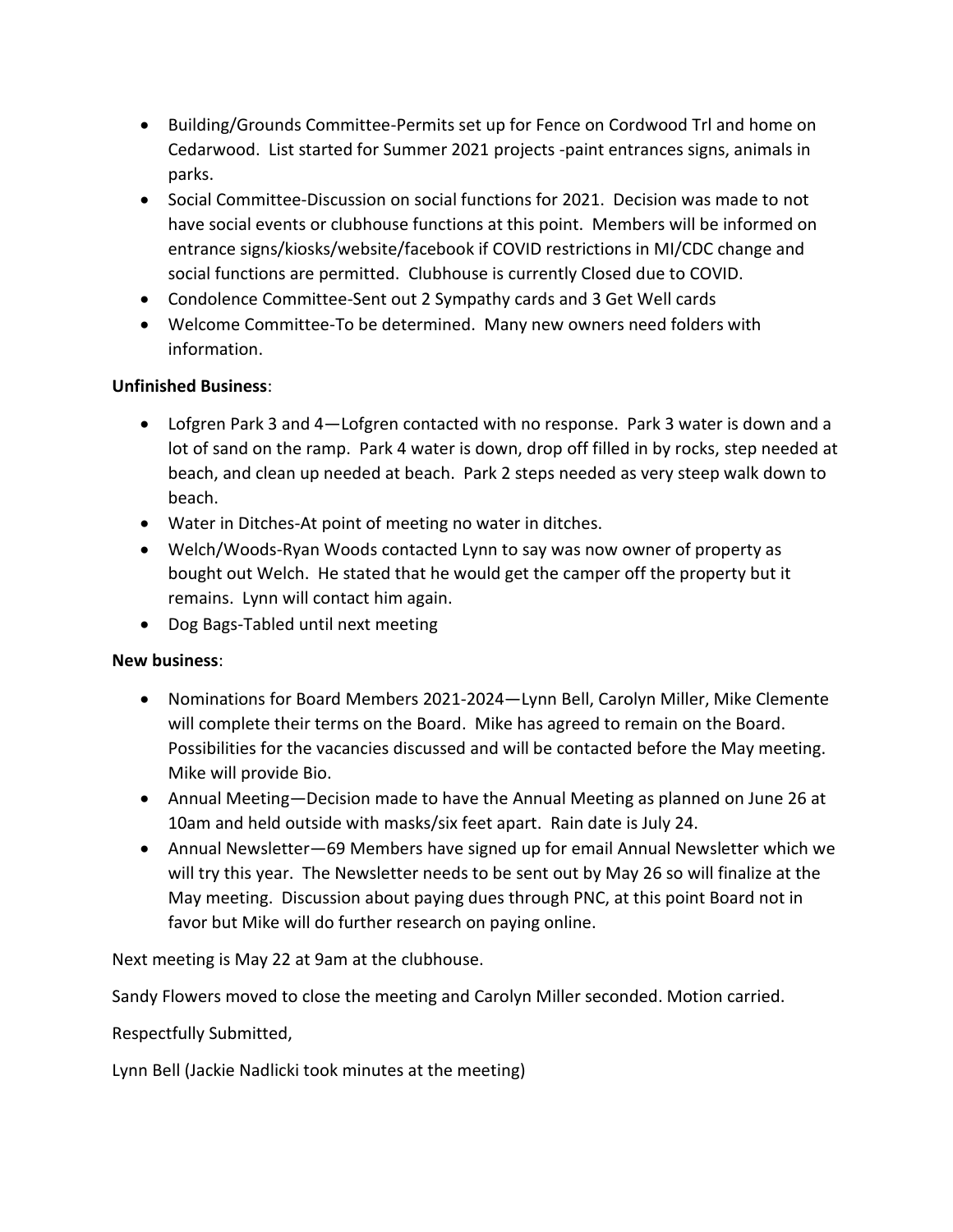- Building/Grounds Committee-Permits set up for Fence on Cordwood Trl and home on Cedarwood. List started for Summer 2021 projects -paint entrances signs, animals in parks.
- Social Committee-Discussion on social functions for 2021. Decision was made to not have social events or clubhouse functions at this point. Members will be informed on entrance signs/kiosks/website/facebook if COVID restrictions in MI/CDC change and social functions are permitted. Clubhouse is currently Closed due to COVID.
- Condolence Committee-Sent out 2 Sympathy cards and 3 Get Well cards
- Welcome Committee-To be determined. Many new owners need folders with information.

**Unfinished Business**:

- Lofgren Park 3 and 4—Lofgren contacted with no response. Park 3 water is down and a lot of sand on the ramp. Park 4 water is down, drop off filled in by rocks, step needed at beach, and clean up needed at beach. Park 2 steps needed as very steep walk down to beach.
- Water in Ditches-At point of meeting no water in ditches.
- Welch/Woods-Ryan Woods contacted Lynn to say was now owner of property as bought out Welch. He stated that he would get the camper off the property but it remains. Lynn will contact him again.
- Dog Bags-Tabled until next meeting

**New business**:

- Nominations for Board Members 2021-2024—Lynn Bell, Carolyn Miller, Mike Clemente will complete their terms on the Board. Mike has agreed to remain on the Board. Possibilities for the vacancies discussed and will be contacted before the May meeting. Mike will provide Bio.
- Annual Meeting—Decision made to have the Annual Meeting as planned on June 26 at 10am and held outside with masks/six feet apart. Rain date is July 24.
- Annual Newsletter—69 Members have signed up for email Annual Newsletter which we will try this year. The Newsletter needs to be sent out by May 26 so will finalize at the May meeting. Discussion about paying dues through PNC, at this point Board not in favor but Mike will do further research on paying online.

Next meeting is May 22 at 9am at the clubhouse.

Sandy Flowers moved to close the meeting and Carolyn Miller seconded. Motion carried.

Respectfully Submitted,

Lynn Bell (Jackie Nadlicki took minutes at the meeting)